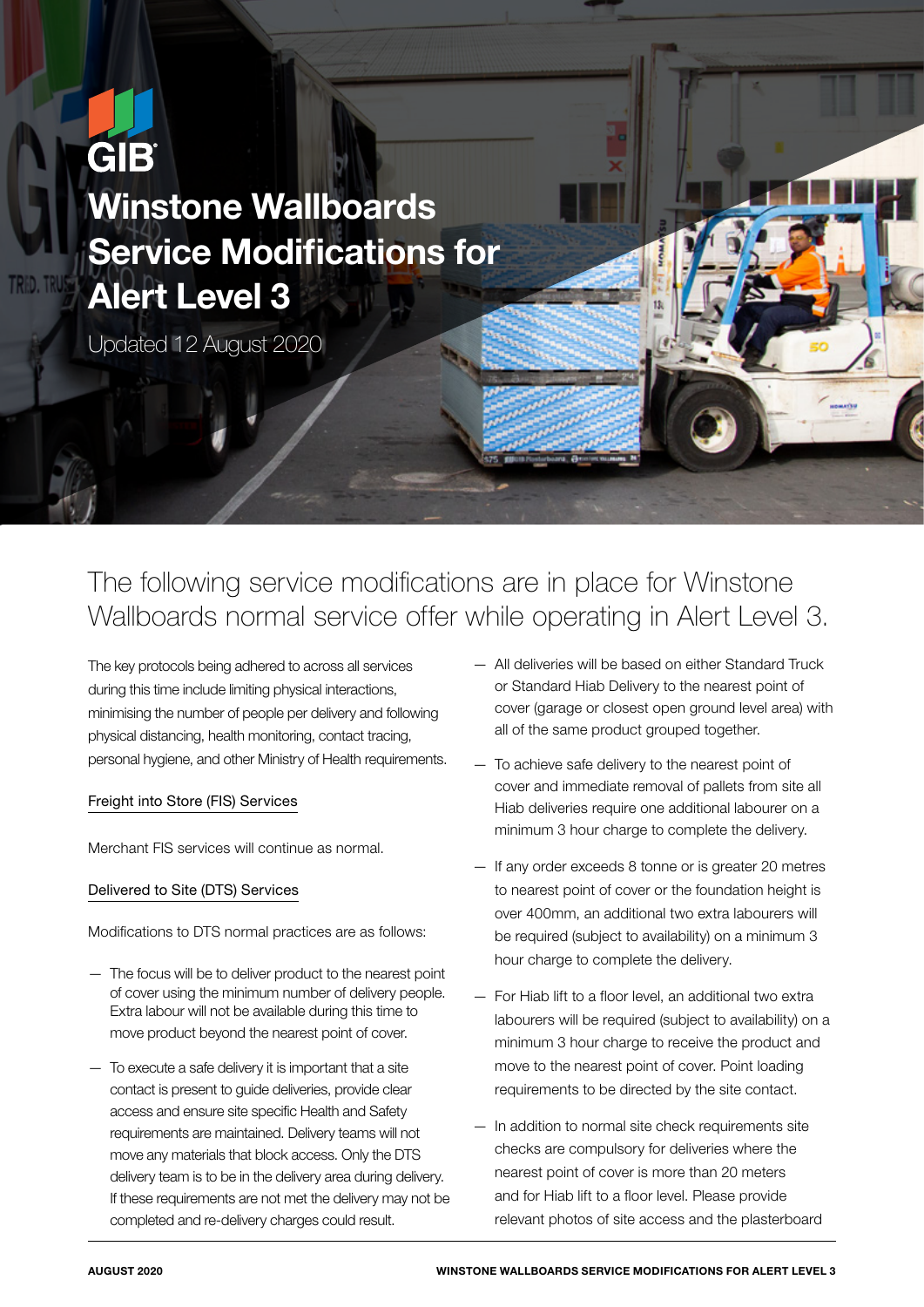GIB

# Winstone Wallboards Service Modifications for Alert Level 3

Updated 12 August 2020

## The following service modifications are in place for Winstone Wallboards normal service offer while operating in Alert Level 3.

The key protocols being adhered to across all services during this time include limiting physical interactions, minimising the number of people per delivery and following physical distancing, health monitoring, contact tracing, personal hygiene, and other Ministry of Health requirements.

### Freight into Store (FIS) Services

Merchant FIS services will continue as normal.

### Delivered to Site (DTS) Services

Modifications to DTS normal practices are as follows:

- The focus will be to deliver product to the nearest point of cover using the minimum number of delivery people. Extra labour will not be available during this time to move product beyond the nearest point of cover.
- To execute a safe delivery it is important that a site contact is present to guide deliveries, provide clear access and ensure site specific Health and Safety requirements are maintained. Delivery teams will not move any materials that block access. Only the DTS delivery team is to be in the delivery area during delivery. If these requirements are not met the delivery may not be completed and re-delivery charges could result.
- All deliveries will be based on either Standard Truck or Standard Hiab Delivery to the nearest point of cover (garage or closest open ground level area) with all of the same product grouped together.
- To achieve safe delivery to the nearest point of cover and immediate removal of pallets from site all Hiab deliveries require one additional labourer on a minimum 3 hour charge to complete the delivery.
- If any order exceeds 8 tonne or is greater 20 metres to nearest point of cover or the foundation height is over 400mm, an additional two extra labourers will be required (subject to availability) on a minimum 3 hour charge to complete the delivery.
- For Hiab lift to a floor level, an additional two extra labourers will be required (subject to availability) on a minimum 3 hour charge to receive the product and move to the nearest point of cover. Point loading requirements to be directed by the site contact.
- In addition to normal site check requirements site checks are compulsory for deliveries where the nearest point of cover is more than 20 meters and for Hiab lift to a floor level. Please provide relevant photos of site access and the plasterboard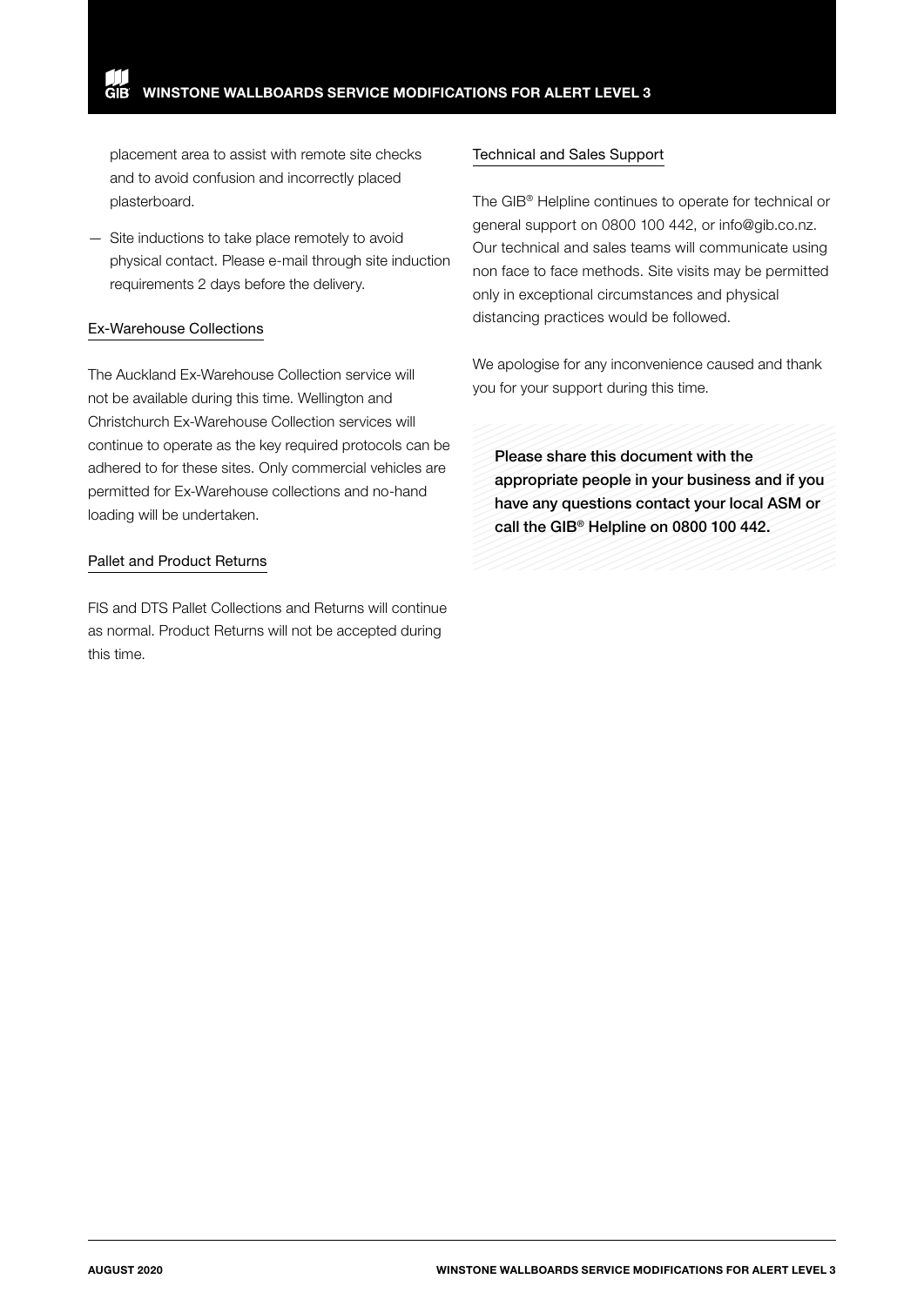placement area to assist with remote site checks and to avoid confusion and incorrectly placed plasterboard.

- Site inductions to take place remotely to avoid physical contact. Please e-mail through site induction requirements 2 days before the delivery.

### Ex-Warehouse Collections

The Auckland Ex-Warehouse Collection service will not be available during this time. Wellington and Christchurch Ex-Warehouse Collection services will continue to operate as the key required protocols can be adhered to for these sites. Only commercial vehicles are permitted for Ex-Warehouse collections and no-hand loading will be undertaken.

### Pallet and Product Returns

FIS and DTS Pallet Collections and Returns will continue as normal. Product Returns will not be accepted during this time.

### Technical and Sales Support

The GIB® Helpline continues to operate for technical or general support on 0800 100 442, or info@gib.co.nz. Our technical and sales teams will communicate using non face to face methods. Site visits may be permitted only in exceptional circumstances and physical distancing practices would be followed.

We apologise for any inconvenience caused and thank you for your support during this time.

**Please share this document with the appropriate people in your business and if you have any questions contact your local ASM or call the GIB® Helpline on 0800 100 442.**